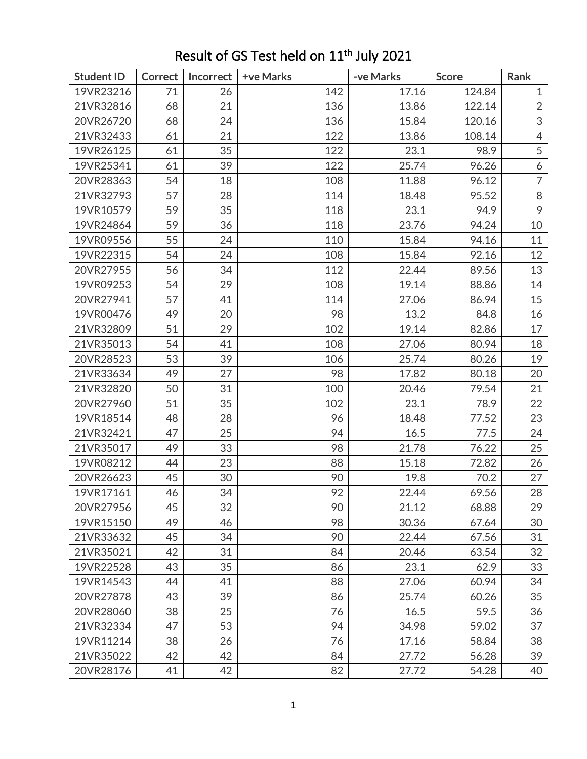# Result of GS Test held on 11th July 2021

| Student ID | Correct | Incorrect | +ve Marks | -ve Marks | Score | Rank |
|---|---|---|---|---|---|---|
| 19VR23216 | 71 | 26 | 142 | 17.16 | 124.84 | 1 |
| 21VR32816 | 68 | 21 | 136 | 13.86 | 122.14 | 2 |
| 20VR26720 | 68 | 24 | 136 | 15.84 | 120.16 | 3 |
| 21VR32433 | 61 | 21 | 122 | 13.86 | 108.14 | 4 |
| 19VR26125 | 61 | 35 | 122 | 23.1 | 98.9 | 5 |
| 19VR25341 | 61 | 39 | 122 | 25.74 | 96.26 | 6 |
| 20VR28363 | 54 | 18 | 108 | 11.88 | 96.12 | 7 |
| 21VR32793 | 57 | 28 | 114 | 18.48 | 95.52 | 8 |
| 19VR10579 | 59 | 35 | 118 | 23.1 | 94.9 | 9 |
| 19VR24864 | 59 | 36 | 118 | 23.76 | 94.24 | 10 |
| 19VR09556 | 55 | 24 | 110 | 15.84 | 94.16 | 11 |
| 19VR22315 | 54 | 24 | 108 | 15.84 | 92.16 | 12 |
| 20VR27955 | 56 | 34 | 112 | 22.44 | 89.56 | 13 |
| 19VR09253 | 54 | 29 | 108 | 19.14 | 88.86 | 14 |
| 20VR27941 | 57 | 41 | 114 | 27.06 | 86.94 | 15 |
| 19VR00476 | 49 | 20 | 98 | 13.2 | 84.8 | 16 |
| 21VR32809 | 51 | 29 | 102 | 19.14 | 82.86 | 17 |
| 21VR35013 | 54 | 41 | 108 | 27.06 | 80.94 | 18 |
| 20VR28523 | 53 | 39 | 106 | 25.74 | 80.26 | 19 |
| 21VR33634 | 49 | 27 | 98 | 17.82 | 80.18 | 20 |
| 21VR32820 | 50 | 31 | 100 | 20.46 | 79.54 | 21 |
| 20VR27960 | 51 | 35 | 102 | 23.1 | 78.9 | 22 |
| 19VR18514 | 48 | 28 | 96 | 18.48 | 77.52 | 23 |
| 21VR32421 | 47 | 25 | 94 | 16.5 | 77.5 | 24 |
| 21VR35017 | 49 | 33 | 98 | 21.78 | 76.22 | 25 |
| 19VR08212 | 44 | 23 | 88 | 15.18 | 72.82 | 26 |
| 20VR26623 | 45 | 30 | 90 | 19.8 | 70.2 | 27 |
| 19VR17161 | 46 | 34 | 92 | 22.44 | 69.56 | 28 |
| 20VR27956 | 45 | 32 | 90 | 21.12 | 68.88 | 29 |
| 19VR15150 | 49 | 46 | 98 | 30.36 | 67.64 | 30 |
| 21VR33632 | 45 | 34 | 90 | 22.44 | 67.56 | 31 |
| 21VR35021 | 42 | 31 | 84 | 20.46 | 63.54 | 32 |
| 19VR22528 | 43 | 35 | 86 | 23.1 | 62.9 | 33 |
| 19VR14543 | 44 | 41 | 88 | 27.06 | 60.94 | 34 |
| 20VR27878 | 43 | 39 | 86 | 25.74 | 60.26 | 35 |
| 20VR28060 | 38 | 25 | 76 | 16.5 | 59.5 | 36 |
| 21VR32334 | 47 | 53 | 94 | 34.98 | 59.02 | 37 |
| 19VR11214 | 38 | 26 | 76 | 17.16 | 58.84 | 38 |
| 21VR35022 | 42 | 42 | 84 | 27.72 | 56.28 | 39 |
| 20VR28176 | 41 | 42 | 82 | 27.72 | 54.28 | 40 |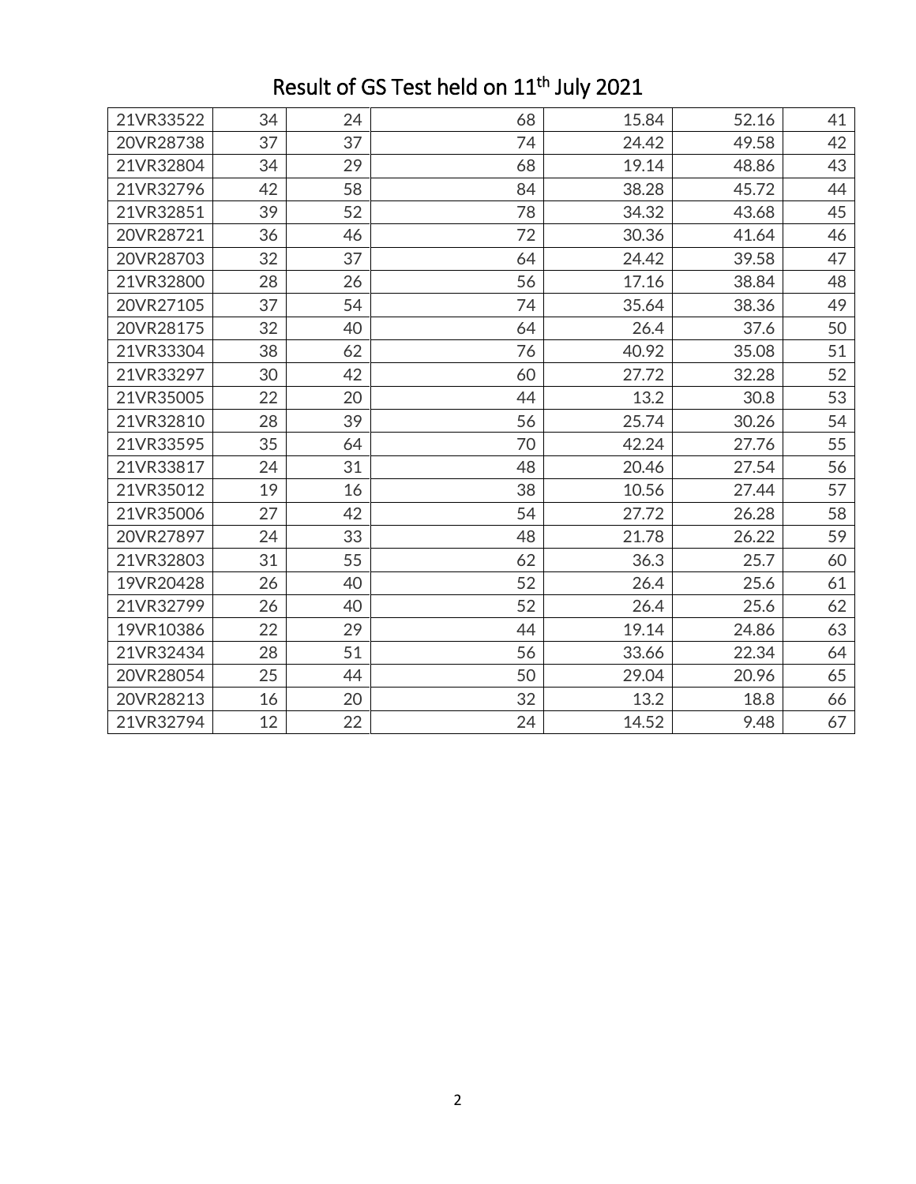# Result of GS Test held on 11th July 2021

| | | | | | | |
|---|---|---|---|---|---|---|
| 21VR33522 | 34 | 24 | 68 | 15.84 | 52.16 | 41 |
| 20VR28738 | 37 | 37 | 74 | 24.42 | 49.58 | 42 |
| 21VR32804 | 34 | 29 | 68 | 19.14 | 48.86 | 43 |
| 21VR32796 | 42 | 58 | 84 | 38.28 | 45.72 | 44 |
| 21VR32851 | 39 | 52 | 78 | 34.32 | 43.68 | 45 |
| 20VR28721 | 36 | 46 | 72 | 30.36 | 41.64 | 46 |
| 20VR28703 | 32 | 37 | 64 | 24.42 | 39.58 | 47 |
| 21VR32800 | 28 | 26 | 56 | 17.16 | 38.84 | 48 |
| 20VR27105 | 37 | 54 | 74 | 35.64 | 38.36 | 49 |
| 20VR28175 | 32 | 40 | 64 | 26.4 | 37.6 | 50 |
| 21VR33304 | 38 | 62 | 76 | 40.92 | 35.08 | 51 |
| 21VR33297 | 30 | 42 | 60 | 27.72 | 32.28 | 52 |
| 21VR35005 | 22 | 20 | 44 | 13.2 | 30.8 | 53 |
| 21VR32810 | 28 | 39 | 56 | 25.74 | 30.26 | 54 |
| 21VR33595 | 35 | 64 | 70 | 42.24 | 27.76 | 55 |
| 21VR33817 | 24 | 31 | 48 | 20.46 | 27.54 | 56 |
| 21VR35012 | 19 | 16 | 38 | 10.56 | 27.44 | 57 |
| 21VR35006 | 27 | 42 | 54 | 27.72 | 26.28 | 58 |
| 20VR27897 | 24 | 33 | 48 | 21.78 | 26.22 | 59 |
| 21VR32803 | 31 | 55 | 62 | 36.3 | 25.7 | 60 |
| 19VR20428 | 26 | 40 | 52 | 26.4 | 25.6 | 61 |
| 21VR32799 | 26 | 40 | 52 | 26.4 | 25.6 | 62 |
| 19VR10386 | 22 | 29 | 44 | 19.14 | 24.86 | 63 |
| 21VR32434 | 28 | 51 | 56 | 33.66 | 22.34 | 64 |
| 20VR28054 | 25 | 44 | 50 | 29.04 | 20.96 | 65 |
| 20VR28213 | 16 | 20 | 32 | 13.2 | 18.8 | 66 |
| 21VR32794 | 12 | 22 | 24 | 14.52 | 9.48 | 67 |